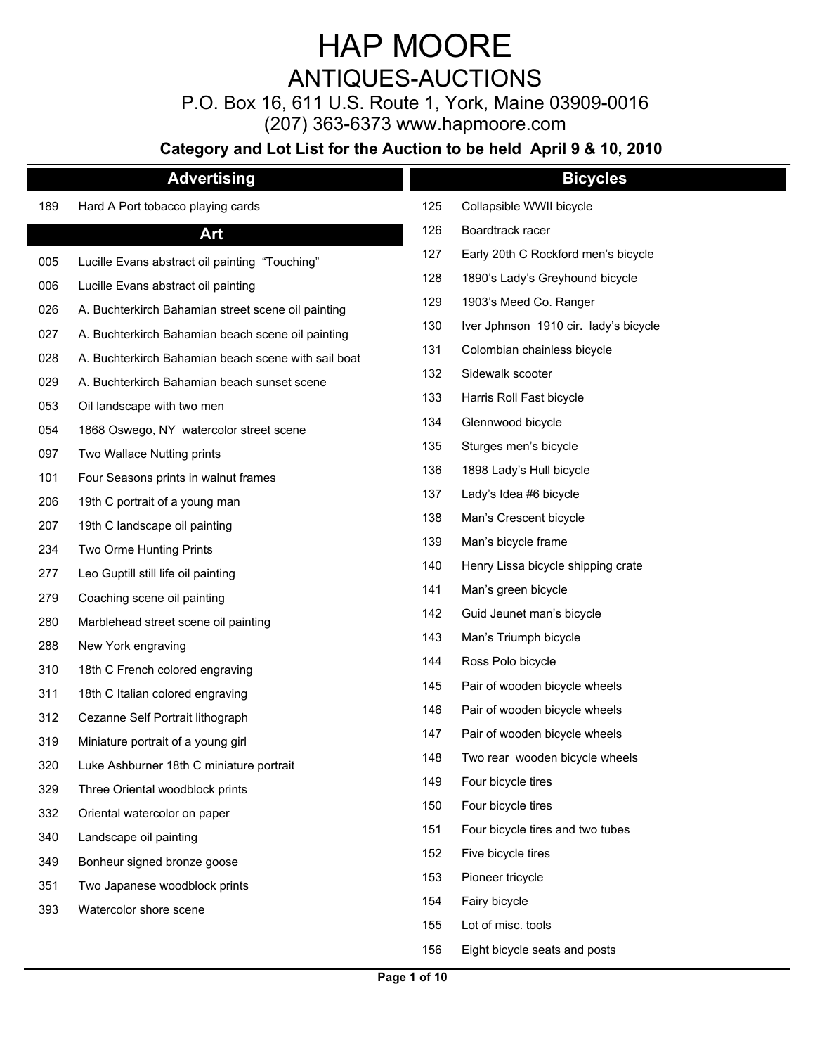# HAP MOORE

## ANTIQUES-AUCTIONS

P.O. Box 16, 611 U.S. Route 1, York, Maine 03909-0016

(207) 363-6373 www.hapmoore.com

**Category and Lot List for the Auction to be held April 9 & 10, 2010**

### Advertising

| Lot | Description |
|---|---|
| 189 | Hard A Port tobacco playing cards |

### Art

| Lot | Description |
|---|---|
| 005 | Lucille Evans abstract oil painting "Touching" |
| 006 | Lucille Evans abstract oil painting |
| 026 | A. Buchterkirch Bahamian street scene oil painting |
| 027 | A. Buchterkirch Bahamian beach scene oil painting |
| 028 | A. Buchterkirch Bahamian beach scene with sail boat |
| 029 | A. Buchterkirch Bahamian beach sunset scene |
| 053 | Oil landscape with two men |
| 054 | 1868 Oswego, NY watercolor street scene |
| 097 | Two Wallace Nutting prints |
| 101 | Four Seasons prints in walnut frames |
| 206 | 19th C portrait of a young man |
| 207 | 19th C landscape oil painting |
| 234 | Two Orme Hunting Prints |
| 277 | Leo Guptill still life oil painting |
| 279 | Coaching scene oil painting |
| 280 | Marblehead street scene oil painting |
| 288 | New York engraving |
| 310 | 18th C French colored engraving |
| 311 | 18th C Italian colored engraving |
| 312 | Cezanne Self Portrait lithograph |
| 319 | Miniature portrait of a young girl |
| 320 | Luke Ashburner 18th C miniature portrait |
| 329 | Three Oriental woodblock prints |
| 332 | Oriental watercolor on paper |
| 340 | Landscape oil painting |
| 349 | Bonheur signed bronze goose |
| 351 | Two Japanese woodblock prints |
| 393 | Watercolor shore scene |

### Bicycles

| Lot | Description |
|---|---|
| 125 | Collapsible WWII bicycle |
| 126 | Boardtrack racer |
| 127 | Early 20th C Rockford men's bicycle |
| 128 | 1890's Lady's Greyhound bicycle |
| 129 | 1903's Meed Co. Ranger |
| 130 | Iver Jphnson 1910 cir. lady's bicycle |
| 131 | Colombian chainless bicycle |
| 132 | Sidewalk scooter |
| 133 | Harris Roll Fast bicycle |
| 134 | Glennwood bicycle |
| 135 | Sturges men's bicycle |
| 136 | 1898 Lady's Hull bicycle |
| 137 | Lady's Idea #6 bicycle |
| 138 | Man's Crescent bicycle |
| 139 | Man's bicycle frame |
| 140 | Henry Lissa bicycle shipping crate |
| 141 | Man's green bicycle |
| 142 | Guid Jeunet man's bicycle |
| 143 | Man's Triumph bicycle |
| 144 | Ross Polo bicycle |
| 145 | Pair of wooden bicycle wheels |
| 146 | Pair of wooden bicycle wheels |
| 147 | Pair of wooden bicycle wheels |
| 148 | Two rear wooden bicycle wheels |
| 149 | Four bicycle tires |
| 150 | Four bicycle tires |
| 151 | Four bicycle tires and two tubes |
| 152 | Five bicycle tires |
| 153 | Pioneer tricycle |
| 154 | Fairy bicycle |
| 155 | Lot of misc. tools |
| 156 | Eight bicycle seats and posts |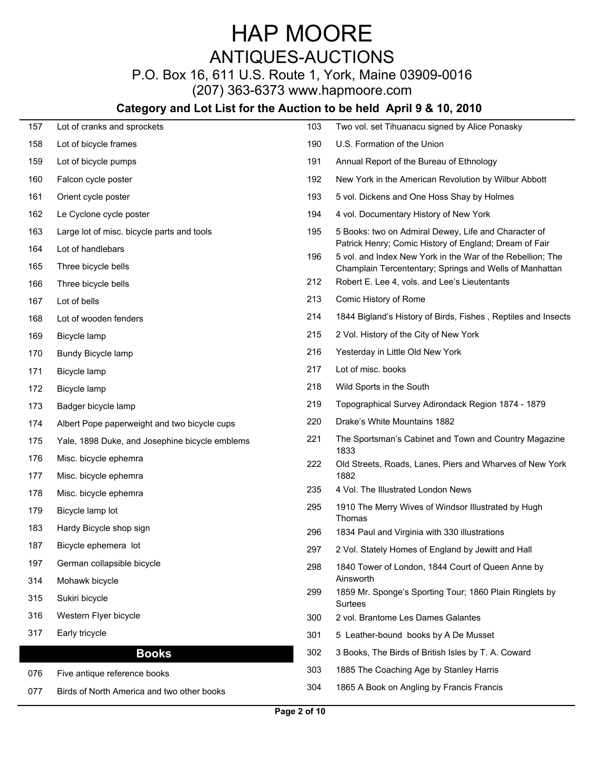# HAP MOORE

## ANTIQUES-AUCTIONS

P.O. Box 16, 611 U.S. Route 1, York, Maine 03909-0016

(207) 363-6373 www.hapmoore.com

### Category and Lot List for the Auction to be held April 9 & 10, 2010

| Lot | Description |
|---|---|
| 157 | Lot of cranks and sprockets |
| 158 | Lot of bicycle frames |
| 159 | Lot of bicycle pumps |
| 160 | Falcon cycle poster |
| 161 | Orient cycle poster |
| 162 | Le Cyclone cycle poster |
| 163 | Large lot of misc. bicycle parts and tools |
| 164 | Lot of handlebars |
| 165 | Three bicycle bells |
| 166 | Three bicycle bells |
| 167 | Lot of bells |
| 168 | Lot of wooden fenders |
| 169 | Bicycle lamp |
| 170 | Bundy Bicycle lamp |
| 171 | Bicycle lamp |
| 172 | Bicycle lamp |
| 173 | Badger bicycle lamp |
| 174 | Albert Pope paperweight and two bicycle cups |
| 175 | Yale, 1898 Duke, and Josephine bicycle emblems |
| 176 | Misc. bicycle ephemra |
| 177 | Misc. bicycle ephemra |
| 178 | Misc. bicycle ephemra |
| 179 | Bicycle lamp lot |
| 183 | Hardy Bicycle shop sign |
| 187 | Bicycle ephemera lot |
| 197 | German collapsible bicycle |
| 314 | Mohawk bicycle |
| 315 | Sukiri bicycle |
| 316 | Western Flyer bicycle |
| 317 | Early tricycle |

## Books

| Lot | Description |
|---|---|
| 076 | Five antique reference books |
| 077 | Birds of North America and two other books |
| 103 | Two vol. set Tihuanacu signed by Alice Ponasky |
| 190 | U.S. Formation of the Union |
| 191 | Annual Report of the Bureau of Ethnology |
| 192 | New York in the American Revolution by Wilbur Abbott |
| 193 | 5 vol. Dickens and One Hoss Shay by Holmes |
| 194 | 4 vol. Documentary History of New York |
| 195 | 5 Books: two on Admiral Dewey, Life and Character of Patrick Henry; Comic History of England; Dream of Fair |
| 196 | 5 vol. and Index New York in the War of the Rebellion; The Champlain Tercententary; Springs and Wells of Manhattan |
| 212 | Robert E. Lee 4, vols. and Lee's Lieutentants |
| 213 | Comic History of Rome |
| 214 | 1844 Bigland's History of Birds, Fishes , Reptiles and Insects |
| 215 | 2 Vol. History of the City of New York |
| 216 | Yesterday in Little Old New York |
| 217 | Lot of misc. books |
| 218 | Wild Sports in the South |
| 219 | Topographical Survey Adirondack Region 1874 - 1879 |
| 220 | Drake's White Mountains 1882 |
| 221 | The Sportsman's Cabinet and Town and Country Magazine 1833 |
| 222 | Old Streets, Roads, Lanes, Piers and Wharves of New York 1882 |
| 235 | 4 Vol. The Illustrated London News |
| 295 | 1910 The Merry Wives of Windsor Illustrated by Hugh Thomas |
| 296 | 1834 Paul and Virginia with 330 illustrations |
| 297 | 2 Vol. Stately Homes of England by Jewitt and Hall |
| 298 | 1840 Tower of London, 1844 Court of Queen Anne by Ainsworth |
| 299 | 1859 Mr. Sponge's Sporting Tour; 1860 Plain Ringlets by Surtees |
| 300 | 2 vol. Brantome Les Dames Galantes |
| 301 | 5 Leather-bound books by A De Musset |
| 302 | 3 Books, The Birds of British Isles by T. A. Coward |
| 303 | 1885 The Coaching Age by Stanley Harris |
| 304 | 1865 A Book on Angling by Francis Francis |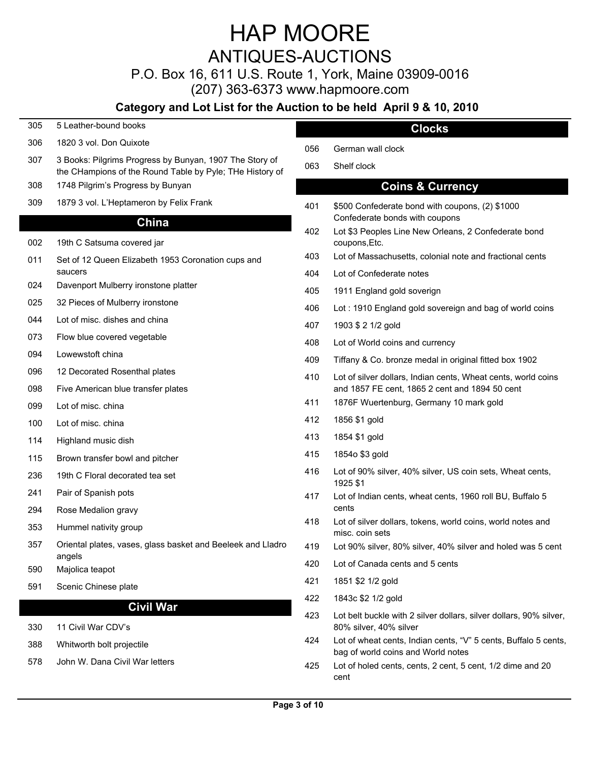# HAP MOORE

## ANTIQUES-AUCTIONS

P.O. Box 16, 611 U.S. Route 1, York, Maine 03909-0016

(207) 363-6373 www.hapmoore.com

### Category and Lot List for the Auction to be held April 9 & 10, 2010

305 5 Leather-bound books

306 1820 3 vol. Don Quixote

307 3 Books: Pilgrims Progress by Bunyan, 1907 The Story of the CHampions of the Round Table by Pyle; THe History of

308 1748 Pilgrim's Progress by Bunyan

309 1879 3 vol. L'Heptameron by Felix Frank

## China

002 19th C Satsuma covered jar

011 Set of 12 Queen Elizabeth 1953 Coronation cups and saucers

024 Davenport Mulberry ironstone platter

025 32 Pieces of Mulberry ironstone

044 Lot of misc. dishes and china

073 Flow blue covered vegetable

094 Lowewstoft china

096 12 Decorated Rosenthal plates

098 Five American blue transfer plates

099 Lot of misc. china

100 Lot of misc. china

114 Highland music dish

115 Brown transfer bowl and pitcher

236 19th C Floral decorated tea set

241 Pair of Spanish pots

294 Rose Medalion gravy

353 Hummel nativity group

357 Oriental plates, vases, glass basket and Beeleek and Lladro angels

590 Majolica teapot

591 Scenic Chinese plate

## Civil War

330 11 Civil War CDV's

388 Whitworth bolt projectile

578 John W. Dana Civil War letters

## Clocks

056 German wall clock

063 Shelf clock

## Coins & Currency

401 $500 Confederate bond with coupons, (2) $1000 Confederate bonds with coupons

402 Lot $3 Peoples Line New Orleans, 2 Confederate bond coupons,Etc.

403 Lot of Massachusetts, colonial note and fractional cents

404 Lot of Confederate notes

405 1911 England gold soverign

406 Lot : 1910 England gold sovereign and bag of world coins

407 1903 $ 2 1/2 gold

408 Lot of World coins and currency

409 Tiffany & Co. bronze medal in original fitted box 1902

410 Lot of silver dollars, Indian cents, Wheat cents, world coins and 1857 FE cent, 1865 2 cent and 1894 50 cent

411 1876F Wuertenburg, Germany 10 mark gold

412 1856 $1 gold

413 1854 $1 gold

415 1854o $3 gold

416 Lot of 90% silver, 40% silver, US coin sets, Wheat cents, 1925 $1

417 Lot of Indian cents, wheat cents, 1960 roll BU, Buffalo 5 cents

418 Lot of silver dollars, tokens, world coins, world notes and misc. coin sets

419 Lot 90% silver, 80% silver, 40% silver and holed was 5 cent

420 Lot of Canada cents and 5 cents

421 1851 $2 1/2 gold

422 1843c $2 1/2 gold

423 Lot belt buckle with 2 silver dollars, silver dollars, 90% silver, 80% silver, 40% silver

424 Lot of wheat cents, Indian cents, "V" 5 cents, Buffalo 5 cents, bag of world coins and World notes

425 Lot of holed cents, cents, 2 cent, 5 cent, 1/2 dime and 20 cent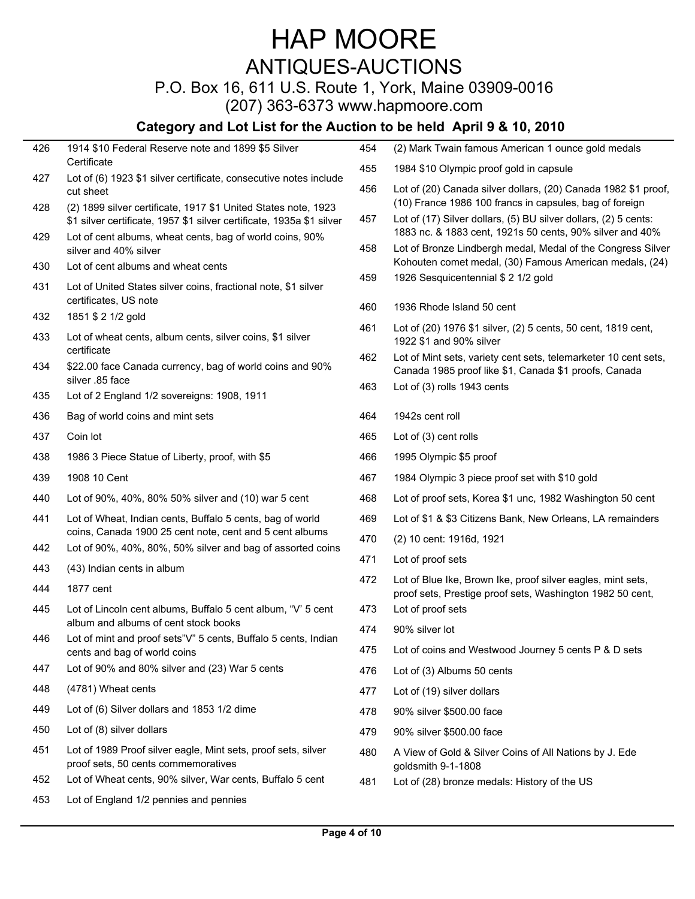# HAP MOORE

## ANTIQUES-AUCTIONS

P.O. Box 16, 611 U.S. Route 1, York, Maine 03909-0016

(207) 363-6373 www.hapmoore.com

### Category and Lot List for the Auction to be held April 9 & 10, 2010

| Lot | Description |
|---|---|
| 426 | 1914 $10 Federal Reserve note and 1899 $5 Silver Certificate |
| 427 | Lot of (6) 1923 $1 silver certificate, consecutive notes include cut sheet |
| 428 | (2) 1899 silver certificate, 1917 $1 United States note, 1923 $1 silver certificate, 1957 $1 silver certificate, 1935a $1 silver |
| 429 | Lot of cent albums, wheat cents, bag of world coins, 90% silver and 40% silver |
| 430 | Lot of cent albums and wheat cents |
| 431 | Lot of United States silver coins, fractional note, $1 silver certificates, US note |
| 432 | 1851 $ 2 1/2 gold |
| 433 | Lot of wheat cents, album cents, silver coins, $1 silver certificate |
| 434 | $22.00 face Canada currency, bag of world coins and 90% silver .85 face |
| 435 | Lot of 2 England 1/2 sovereigns: 1908, 1911 |
| 436 | Bag of world coins and mint sets |
| 437 | Coin lot |
| 438 | 1986 3 Piece Statue of Liberty, proof, with $5 |
| 439 | 1908 10 Cent |
| 440 | Lot of 90%, 40%, 80% 50% silver and (10) war 5 cent |
| 441 | Lot of Wheat, Indian cents, Buffalo 5 cents, bag of world coins, Canada 1900 25 cent note, cent and 5 cent albums |
| 442 | Lot of 90%, 40%, 80%, 50% silver and bag of assorted coins |
| 443 | (43) Indian cents in album |
| 444 | 1877 cent |
| 445 | Lot of Lincoln cent albums, Buffalo 5 cent album, "V' 5 cent album and albums of cent stock books |
| 446 | Lot of mint and proof sets"V" 5 cents, Buffalo 5 cents, Indian cents and bag of world coins |
| 447 | Lot of 90% and 80% silver and (23) War 5 cents |
| 448 | (4781) Wheat cents |
| 449 | Lot of (6) Silver dollars and 1853 1/2 dime |
| 450 | Lot of (8) silver dollars |
| 451 | Lot of 1989 Proof silver eagle, Mint sets, proof sets, silver proof sets, 50 cents commemoratives |
| 452 | Lot of Wheat cents, 90% silver, War cents, Buffalo 5 cent |
| 453 | Lot of England 1/2 pennies and pennies |
| 454 | (2) Mark Twain famous American 1 ounce gold medals |
| 455 | 1984 $10 Olympic proof gold in capsule |
| 456 | Lot of (20) Canada silver dollars, (20) Canada 1982 $1 proof, (10) France 1986 100 francs in capsules, bag of foreign |
| 457 | Lot of (17) Silver dollars, (5) BU silver dollars, (2) 5 cents: 1883 nc. & 1883 cent, 1921s 50 cents, 90% silver and 40% |
| 458 | Lot of Bronze Lindbergh medal, Medal of the Congress Silver Kohouten comet medal, (30) Famous American medals, (24) |
| 459 | 1926 Sesquicentennial $ 2 1/2 gold |
| 460 | 1936 Rhode Island 50 cent |
| 461 | Lot of (20) 1976 $1 silver, (2) 5 cents, 50 cent, 1819 cent, 1922 $1 and 90% silver |
| 462 | Lot of Mint sets, variety cent sets, telemarketer 10 cent sets, Canada 1985 proof like $1, Canada $1 proofs, Canada |
| 463 | Lot of (3) rolls 1943 cents |
| 464 | 1942s cent roll |
| 465 | Lot of (3) cent rolls |
| 466 | 1995 Olympic $5 proof |
| 467 | 1984 Olympic 3 piece proof set with $10 gold |
| 468 | Lot of proof sets, Korea $1 unc, 1982 Washington 50 cent |
| 469 | Lot of $1 & $3 Citizens Bank, New Orleans, LA remainders |
| 470 | (2) 10 cent: 1916d, 1921 |
| 471 | Lot of proof sets |
| 472 | Lot of Blue Ike, Brown Ike, proof silver eagles, mint sets, proof sets, Prestige proof sets, Washington 1982 50 cent, |
| 473 | Lot of proof sets |
| 474 | 90% silver lot |
| 475 | Lot of coins and Westwood Journey 5 cents P & D sets |
| 476 | Lot of (3) Albums 50 cents |
| 477 | Lot of (19) silver dollars |
| 478 | 90% silver $500.00 face |
| 479 | 90% silver $500.00 face |
| 480 | A View of Gold & Silver Coins of All Nations by J. Ede goldsmith 9-1-1808 |
| 481 | Lot of (28) bronze medals: History of the US |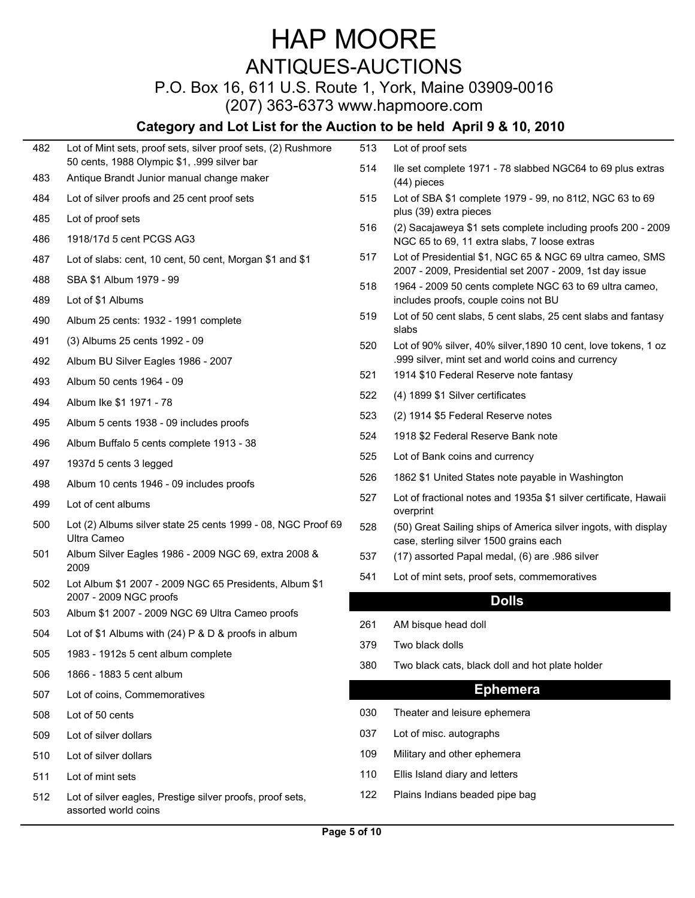# HAP MOORE

## ANTIQUES-AUCTIONS

P.O. Box 16, 611 U.S. Route 1, York, Maine 03909-0016

(207) 363-6373 www.hapmoore.com

### Category and Lot List for the Auction to be held April 9 & 10, 2010

| | |
|---|---|
| 482 | Lot of Mint sets, proof sets, silver proof sets, (2) Rushmore 50 cents, 1988 Olympic $1, .999 silver bar |
| 483 | Antique Brandt Junior manual change maker |
| 484 | Lot of silver proofs and 25 cent proof sets |
| 485 | Lot of proof sets |
| 486 | 1918/17d 5 cent PCGS AG3 |
| 487 | Lot of slabs: cent, 10 cent, 50 cent, Morgan $1 and $1 |
| 488 | SBA $1 Album 1979 - 99 |
| 489 | Lot of $1 Albums |
| 490 | Album 25 cents: 1932 - 1991 complete |
| 491 | (3) Albums 25 cents 1992 - 09 |
| 492 | Album BU Silver Eagles 1986 - 2007 |
| 493 | Album 50 cents 1964 - 09 |
| 494 | Album Ike $1 1971 - 78 |
| 495 | Album 5 cents 1938 - 09 includes proofs |
| 496 | Album Buffalo 5 cents complete 1913 - 38 |
| 497 | 1937d 5 cents 3 legged |
| 498 | Album 10 cents 1946 - 09 includes proofs |
| 499 | Lot of cent albums |
| 500 | Lot (2) Albums silver state 25 cents 1999 - 08, NGC Proof 69 Ultra Cameo |
| 501 | Album Silver Eagles 1986 - 2009 NGC 69, extra 2008 & 2009 |
| 502 | Lot Album $1 2007 - 2009 NGC 65 Presidents, Album $1 2007 - 2009 NGC proofs |
| 503 | Album $1 2007 - 2009 NGC 69 Ultra Cameo proofs |
| 504 | Lot of $1 Albums with (24) P & D & proofs in album |
| 505 | 1983 - 1912s 5 cent album complete |
| 506 | 1866 - 1883 5 cent album |
| 507 | Lot of coins, Commemoratives |
| 508 | Lot of 50 cents |
| 509 | Lot of silver dollars |
| 510 | Lot of silver dollars |
| 511 | Lot of mint sets |
| 512 | Lot of silver eagles, Prestige silver proofs, proof sets, assorted world coins |
| 513 | Lot of proof sets |
| 514 | Ile set complete 1971 - 78 slabbed NGC64 to 69 plus extras (44) pieces |
| 515 | Lot of SBA $1 complete 1979 - 99, no 81t2, NGC 63 to 69 plus (39) extra pieces |
| 516 | (2) Sacajaweya $1 sets complete including proofs 200 - 2009 NGC 65 to 69, 11 extra slabs, 7 loose extras |
| 517 | Lot of Presidential $1, NGC 65 & NGC 69 ultra cameo, SMS 2007 - 2009, Presidential set 2007 - 2009, 1st day issue |
| 518 | 1964 - 2009 50 cents complete NGC 63 to 69 ultra cameo, includes proofs, couple coins not BU |
| 519 | Lot of 50 cent slabs, 5 cent slabs, 25 cent slabs and fantasy slabs |
| 520 | Lot of 90% silver, 40% silver,1890 10 cent, love tokens, 1 oz .999 silver, mint set and world coins and currency |
| 521 | 1914 $10 Federal Reserve note fantasy |
| 522 | (4) 1899 $1 Silver certificates |
| 523 | (2) 1914 $5 Federal Reserve notes |
| 524 | 1918 $2 Federal Reserve Bank note |
| 525 | Lot of Bank coins and currency |
| 526 | 1862 $1 United States note payable in Washington |
| 527 | Lot of fractional notes and 1935a $1 silver certificate, Hawaii overprint |
| 528 | (50) Great Sailing ships of America silver ingots, with display case, sterling silver 1500 grains each |
| 537 | (17) assorted Papal medal, (6) are .986 silver |
| 541 | Lot of mint sets, proof sets, commemoratives |

## Dolls

| | |
|---|---|
| 261 | AM bisque head doll |
| 379 | Two black dolls |
| 380 | Two black cats, black doll and hot plate holder |

## Ephemera

| | |
|---|---|
| 030 | Theater and leisure ephemera |
| 037 | Lot of misc. autographs |
| 109 | Military and other ephemera |
| 110 | Ellis Island diary and letters |
| 122 | Plains Indians beaded pipe bag |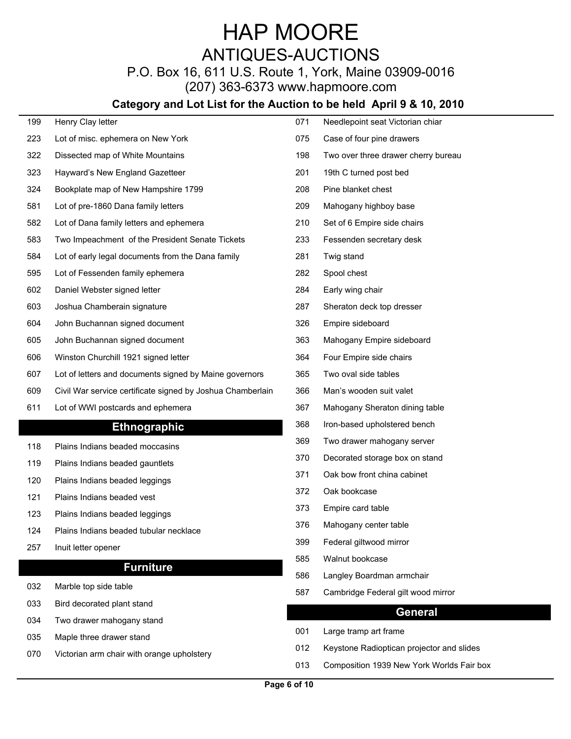# HAP MOORE

## ANTIQUES-AUCTIONS

P.O. Box 16, 611 U.S. Route 1, York, Maine 03909-0016

(207) 363-6373 www.hapmoore.com

### Category and Lot List for the Auction to be held April 9 & 10, 2010

| | |
|---|---|
| 199 | Henry Clay letter |
| 223 | Lot of misc. ephemera on New York |
| 322 | Dissected map of White Mountains |
| 323 | Hayward's New England Gazetteer |
| 324 | Bookplate map of New Hampshire 1799 |
| 581 | Lot of pre-1860 Dana family letters |
| 582 | Lot of Dana family letters and ephemera |
| 583 | Two Impeachment of the President Senate Tickets |
| 584 | Lot of early legal documents from the Dana family |
| 595 | Lot of Fessenden family ephemera |
| 602 | Daniel Webster signed letter |
| 603 | Joshua Chamberain signature |
| 604 | John Buchannan signed document |
| 605 | John Buchannan signed document |
| 606 | Winston Churchill 1921 signed letter |
| 607 | Lot of letters and documents signed by Maine governors |
| 609 | Civil War service certificate signed by Joshua Chamberlain |
| 611 | Lot of WWI postcards and ephemera |

## Ethnographic

| | |
|---|---|
| 118 | Plains Indians beaded moccasins |
| 119 | Plains Indians beaded gauntlets |
| 120 | Plains Indians beaded leggings |
| 121 | Plains Indians beaded vest |
| 123 | Plains Indians beaded leggings |
| 124 | Plains Indians beaded tubular necklace |
| 257 | Inuit letter opener |

## Furniture

| | |
|---|---|
| 032 | Marble top side table |
| 033 | Bird decorated plant stand |
| 034 | Two drawer mahogany stand |
| 035 | Maple three drawer stand |
| 070 | Victorian arm chair with orange upholstery |
| 071 | Needlepoint seat Victorian chiar |
| 075 | Case of four pine drawers |
| 198 | Two over three drawer cherry bureau |
| 201 | 19th C turned post bed |
| 208 | Pine blanket chest |
| 209 | Mahogany highboy base |
| 210 | Set of 6 Empire side chairs |
| 233 | Fessenden secretary desk |
| 281 | Twig stand |
| 282 | Spool chest |
| 284 | Early wing chair |
| 287 | Sheraton deck top dresser |
| 326 | Empire sideboard |
| 363 | Mahogany Empire sideboard |
| 364 | Four Empire side chairs |
| 365 | Two oval side tables |
| 366 | Man's wooden suit valet |
| 367 | Mahogany Sheraton dining table |
| 368 | Iron-based upholstered bench |
| 369 | Two drawer mahogany server |
| 370 | Decorated storage box on stand |
| 371 | Oak bow front china cabinet |
| 372 | Oak bookcase |
| 373 | Empire card table |
| 376 | Mahogany center table |
| 399 | Federal giltwood mirror |
| 585 | Walnut bookcase |
| 586 | Langley Boardman armchair |
| 587 | Cambridge Federal gilt wood mirror |

## General

| | |
|---|---|
| 001 | Large tramp art frame |
| 012 | Keystone Radioptican projector and slides |
| 013 | Composition 1939 New York Worlds Fair box |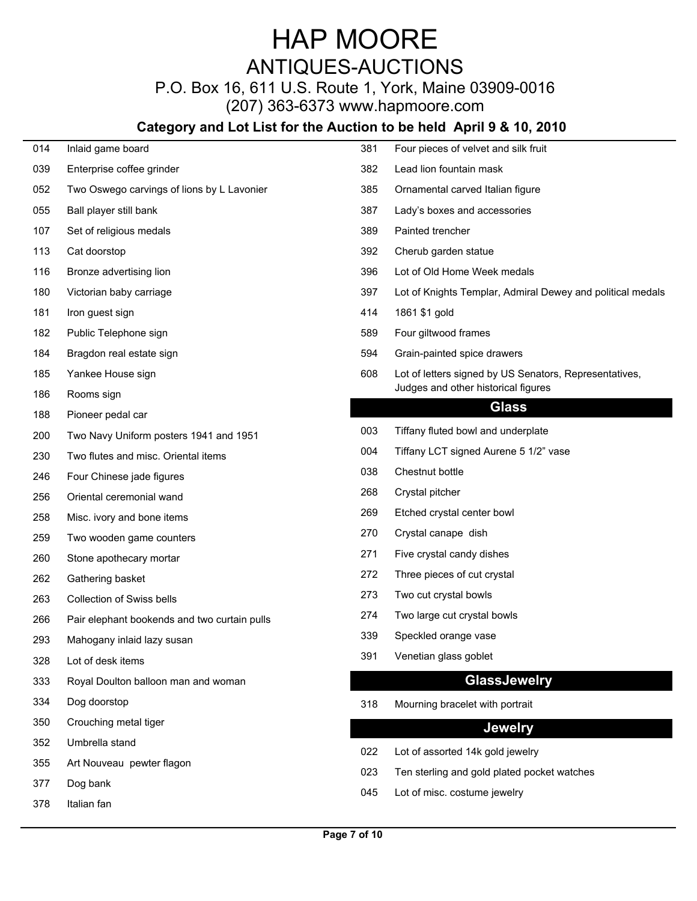# HAP MOORE

## ANTIQUES-AUCTIONS

P.O. Box 16, 611 U.S. Route 1, York, Maine 03909-0016

(207) 363-6373 www.hapmoore.com

### Category and Lot List for the Auction to be held April 9 & 10, 2010

| | |
|---|---|
| 014 | Inlaid game board |
| 039 | Enterprise coffee grinder |
| 052 | Two Oswego carvings of lions by L Lavonier |
| 055 | Ball player still bank |
| 107 | Set of religious medals |
| 113 | Cat doorstop |
| 116 | Bronze advertising lion |
| 180 | Victorian baby carriage |
| 181 | Iron guest sign |
| 182 | Public Telephone sign |
| 184 | Bragdon real estate sign |
| 185 | Yankee House sign |
| 186 | Rooms sign |
| 188 | Pioneer pedal car |
| 200 | Two Navy Uniform posters 1941 and 1951 |
| 230 | Two flutes and misc. Oriental items |
| 246 | Four Chinese jade figures |
| 256 | Oriental ceremonial wand |
| 258 | Misc. ivory and bone items |
| 259 | Two wooden game counters |
| 260 | Stone apothecary mortar |
| 262 | Gathering basket |
| 263 | Collection of Swiss bells |
| 266 | Pair elephant bookends and two curtain pulls |
| 293 | Mahogany inlaid lazy susan |
| 328 | Lot of desk items |
| 333 | Royal Doulton balloon man and woman |
| 334 | Dog doorstop |
| 350 | Crouching metal tiger |
| 352 | Umbrella stand |
| 355 | Art Nouveau pewter flagon |
| 377 | Dog bank |
| 378 | Italian fan |
| 381 | Four pieces of velvet and silk fruit |
| 382 | Lead lion fountain mask |
| 385 | Ornamental carved Italian figure |
| 387 | Lady's boxes and accessories |
| 389 | Painted trencher |
| 392 | Cherub garden statue |
| 396 | Lot of Old Home Week medals |
| 397 | Lot of Knights Templar, Admiral Dewey and political medals |
| 414 | 1861 $1 gold |
| 589 | Four giltwood frames |
| 594 | Grain-painted spice drawers |
| 608 | Lot of letters signed by US Senators, Representatives, Judges and other historical figures |

## Glass

| | |
|---|---|
| 003 | Tiffany fluted bowl and underplate |
| 004 | Tiffany LCT signed Aurene 5 1/2" vase |
| 038 | Chestnut bottle |
| 268 | Crystal pitcher |
| 269 | Etched crystal center bowl |
| 270 | Crystal canape dish |
| 271 | Five crystal candy dishes |
| 272 | Three pieces of cut crystal |
| 273 | Two cut crystal bowls |
| 274 | Two large cut crystal bowls |
| 339 | Speckled orange vase |
| 391 | Venetian glass goblet |

## GlassJewelry

| | |
|---|---|
| 318 | Mourning bracelet with portrait |

## Jewelry

| | |
|---|---|
| 022 | Lot of assorted 14k gold jewelry |
| 023 | Ten sterling and gold plated pocket watches |
| 045 | Lot of misc. costume jewelry |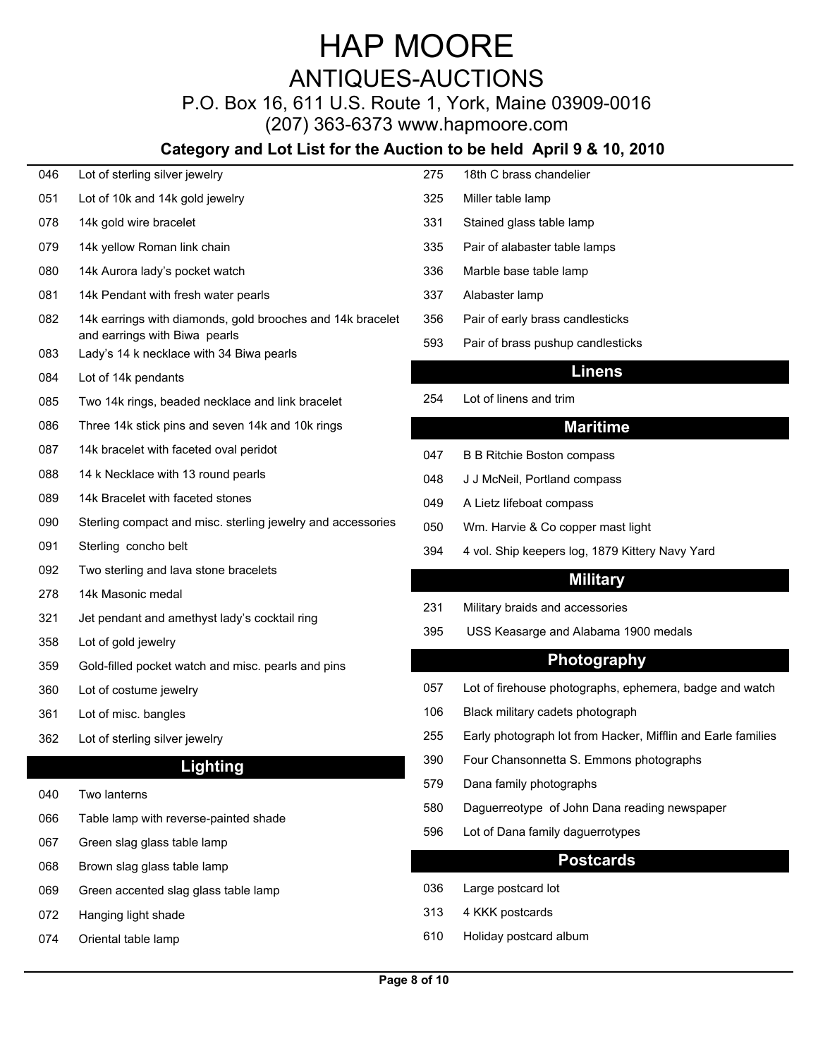# HAP MOORE

## ANTIQUES-AUCTIONS

P.O. Box 16, 611 U.S. Route 1, York, Maine 03909-0016

(207) 363-6373 www.hapmoore.com

### Category and Lot List for the Auction to be held April 9 & 10, 2010

| | |
|---|---|
| 046 | Lot of sterling silver jewelry |
| 051 | Lot of 10k and 14k gold jewelry |
| 078 | 14k gold wire bracelet |
| 079 | 14k yellow Roman link chain |
| 080 | 14k Aurora lady's pocket watch |
| 081 | 14k Pendant with fresh water pearls |
| 082 | 14k earrings with diamonds, gold brooches and 14k bracelet and earrings with Biwa pearls |
| 083 | Lady's 14 k necklace with 34 Biwa pearls |
| 084 | Lot of 14k pendants |
| 085 | Two 14k rings, beaded necklace and link bracelet |
| 086 | Three 14k stick pins and seven 14k and 10k rings |
| 087 | 14k bracelet with faceted oval peridot |
| 088 | 14 k Necklace with 13 round pearls |
| 089 | 14k Bracelet with faceted stones |
| 090 | Sterling compact and misc. sterling jewelry and accessories |
| 091 | Sterling concho belt |
| 092 | Two sterling and lava stone bracelets |
| 278 | 14k Masonic medal |
| 321 | Jet pendant and amethyst lady's cocktail ring |
| 358 | Lot of gold jewelry |
| 359 | Gold-filled pocket watch and misc. pearls and pins |
| 360 | Lot of costume jewelry |
| 361 | Lot of misc. bangles |
| 362 | Lot of sterling silver jewelry |

## Lighting

| | |
|---|---|
| 040 | Two lanterns |
| 066 | Table lamp with reverse-painted shade |
| 067 | Green slag glass table lamp |
| 068 | Brown slag glass table lamp |
| 069 | Green accented slag glass table lamp |
| 072 | Hanging light shade |
| 074 | Oriental table lamp |
| 275 | 18th C brass chandelier |
| 325 | Miller table lamp |
| 331 | Stained glass table lamp |
| 335 | Pair of alabaster table lamps |
| 336 | Marble base table lamp |
| 337 | Alabaster lamp |
| 356 | Pair of early brass candlesticks |
| 593 | Pair of brass pushup candlesticks |

## Linens

| | |
|---|---|
| 254 | Lot of linens and trim |

## Maritime

| | |
|---|---|
| 047 | B B Ritchie Boston compass |
| 048 | J J McNeil, Portland compass |
| 049 | A Lietz lifeboat compass |
| 050 | Wm. Harvie & Co copper mast light |
| 394 | 4 vol. Ship keepers log, 1879 Kittery Navy Yard |

## Military

| | |
|---|---|
| 231 | Military braids and accessories |
| 395 | USS Keasarge and Alabama 1900 medals |

## Photography

| | |
|---|---|
| 057 | Lot of firehouse photographs, ephemera, badge and watch |
| 106 | Black military cadets photograph |
| 255 | Early photograph lot from Hacker, Mifflin and Earle families |
| 390 | Four Chansonnetta S. Emmons photographs |
| 579 | Dana family photographs |
| 580 | Daguerreotype of John Dana reading newspaper |
| 596 | Lot of Dana family daguerrotypes |

## Postcards

| | |
|---|---|
| 036 | Large postcard lot |
| 313 | 4 KKK postcards |
| 610 | Holiday postcard album |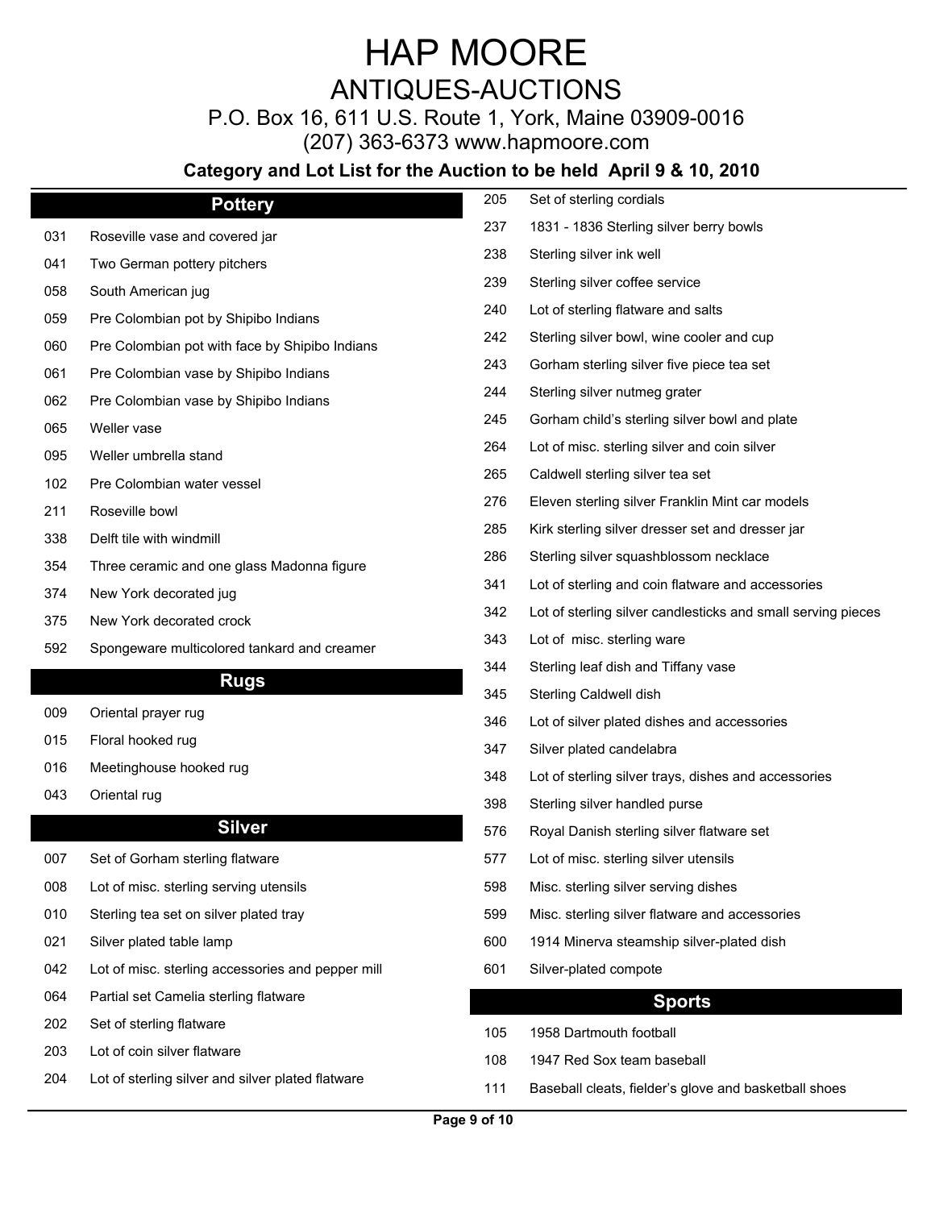# HAP MOORE

## ANTIQUES-AUCTIONS

P.O. Box 16, 611 U.S. Route 1, York, Maine 03909-0016

(207) 363-6373 www.hapmoore.com

**Category and Lot List for the Auction to be held April 9 & 10, 2010**

### Pottery

| | |
|---|---|
| 031 | Roseville vase and covered jar |
| 041 | Two German pottery pitchers |
| 058 | South American jug |
| 059 | Pre Colombian pot by Shipibo Indians |
| 060 | Pre Colombian pot with face by Shipibo Indians |
| 061 | Pre Colombian vase by Shipibo Indians |
| 062 | Pre Colombian vase by Shipibo Indians |
| 065 | Weller vase |
| 095 | Weller umbrella stand |
| 102 | Pre Colombian water vessel |
| 211 | Roseville bowl |
| 338 | Delft tile with windmill |
| 354 | Three ceramic and one glass Madonna figure |
| 374 | New York decorated jug |
| 375 | New York decorated crock |
| 592 | Spongeware multicolored tankard and creamer |

### Rugs

| | |
|---|---|
| 009 | Oriental prayer rug |
| 015 | Floral hooked rug |
| 016 | Meetinghouse hooked rug |
| 043 | Oriental rug |

### Silver

| | |
|---|---|
| 007 | Set of Gorham sterling flatware |
| 008 | Lot of misc. sterling serving utensils |
| 010 | Sterling tea set on silver plated tray |
| 021 | Silver plated table lamp |
| 042 | Lot of misc. sterling accessories and pepper mill |
| 064 | Partial set Camelia sterling flatware |
| 202 | Set of sterling flatware |
| 203 | Lot of coin silver flatware |
| 204 | Lot of sterling silver and silver plated flatware |
| 205 | Set of sterling cordials |
| 237 | 1831 - 1836 Sterling silver berry bowls |
| 238 | Sterling silver ink well |
| 239 | Sterling silver coffee service |
| 240 | Lot of sterling flatware and salts |
| 242 | Sterling silver bowl, wine cooler and cup |
| 243 | Gorham sterling silver five piece tea set |
| 244 | Sterling silver nutmeg grater |
| 245 | Gorham child's sterling silver bowl and plate |
| 264 | Lot of misc. sterling silver and coin silver |
| 265 | Caldwell sterling silver tea set |
| 276 | Eleven sterling silver Franklin Mint car models |
| 285 | Kirk sterling silver dresser set and dresser jar |
| 286 | Sterling silver squashblossom necklace |
| 341 | Lot of sterling and coin flatware and accessories |
| 342 | Lot of sterling silver candlesticks and small serving pieces |
| 343 | Lot of misc. sterling ware |
| 344 | Sterling leaf dish and Tiffany vase |
| 345 | Sterling Caldwell dish |
| 346 | Lot of silver plated dishes and accessories |
| 347 | Silver plated candelabra |
| 348 | Lot of sterling silver trays, dishes and accessories |
| 398 | Sterling silver handled purse |
| 576 | Royal Danish sterling silver flatware set |
| 577 | Lot of misc. sterling silver utensils |
| 598 | Misc. sterling silver serving dishes |
| 599 | Misc. sterling silver flatware and accessories |
| 600 | 1914 Minerva steamship silver-plated dish |
| 601 | Silver-plated compote |

### Sports

| | |
|---|---|
| 105 | 1958 Dartmouth football |
| 108 | 1947 Red Sox team baseball |
| 111 | Baseball cleats, fielder's glove and basketball shoes |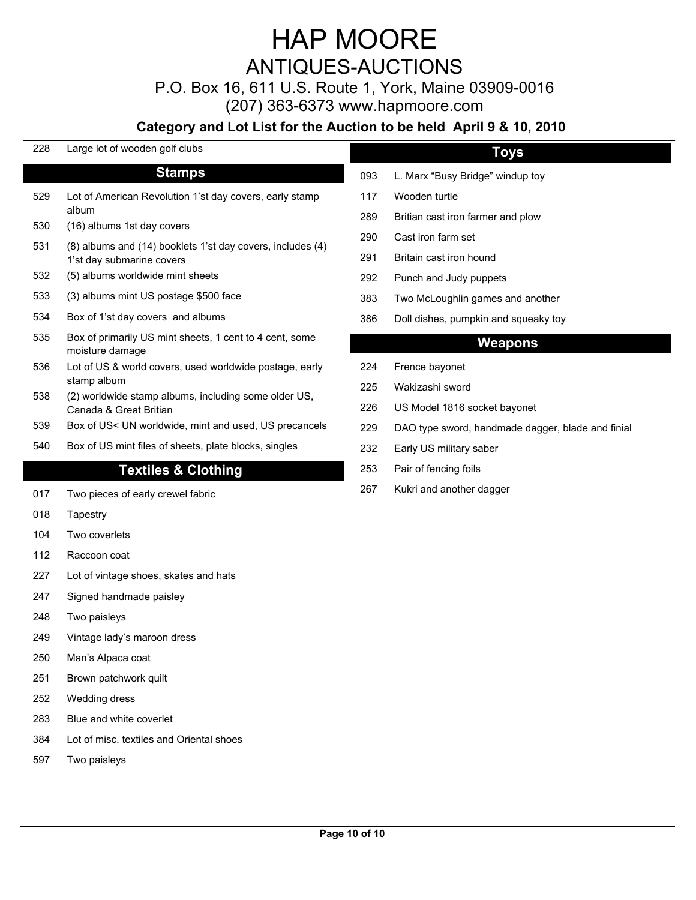# HAP MOORE

## ANTIQUES-AUCTIONS

P.O. Box 16, 611 U.S. Route 1, York, Maine 03909-0016

(207) 363-6373 www.hapmoore.com

### Category and Lot List for the Auction to be held April 9 & 10, 2010

228 Large lot of wooden golf clubs

## Stamps

529 Lot of American Revolution 1'st day covers, early stamp album

530 (16) albums 1st day covers

531 (8) albums and (14) booklets 1'st day covers, includes (4) 1'st day submarine covers

532 (5) albums worldwide mint sheets

533 (3) albums mint US postage $500 face

534 Box of 1'st day covers and albums

535 Box of primarily US mint sheets, 1 cent to 4 cent, some moisture damage

536 Lot of US & world covers, used worldwide postage, early stamp album

538 (2) worldwide stamp albums, including some older US, Canada & Great Britian

539 Box of US< UN worldwide, mint and used, US precancels

540 Box of US mint files of sheets, plate blocks, singles

## Textiles & Clothing

017 Two pieces of early crewel fabric

018 Tapestry

104 Two coverlets

112 Raccoon coat

227 Lot of vintage shoes, skates and hats

247 Signed handmade paisley

248 Two paisleys

249 Vintage lady's maroon dress

250 Man's Alpaca coat

251 Brown patchwork quilt

252 Wedding dress

283 Blue and white coverlet

384 Lot of misc. textiles and Oriental shoes

597 Two paisleys

## Toys

093 L. Marx "Busy Bridge" windup toy

117 Wooden turtle

289 Britian cast iron farmer and plow

290 Cast iron farm set

291 Britain cast iron hound

292 Punch and Judy puppets

383 Two McLoughlin games and another

386 Doll dishes, pumpkin and squeaky toy

## Weapons

224 Frence bayonet

225 Wakizashi sword

226 US Model 1816 socket bayonet

229 DAO type sword, handmade dagger, blade and finial

232 Early US military saber

253 Pair of fencing foils

267 Kukri and another dagger